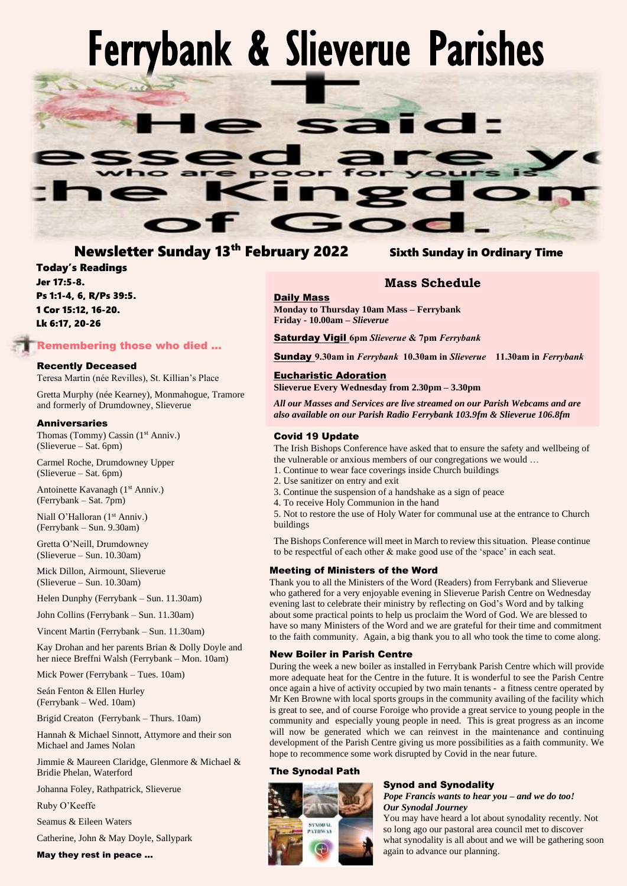# Ferrybank & Slieverue Parishes

He said:
Blessed are you who are poor for yours is the Kingdom of God.

## Newsletter Sunday 13th February 2022

**Sixth Sunday in Ordinary Time**

### Today's Readings

**Jer 17:5-8.**
**Ps 1:1-4, 6, R/Ps 39:5.**
**1 Cor 15:12, 16-20.**
**Lk 6:17, 20-26**

### Remembering those who died …

#### Recently Deceased

Teresa Martin (née Revilles), St. Killian's Place

Gretta Murphy (née Kearney), Monmahogue, Tramore and formerly of Drumdowney, Slieverue

#### Anniversaries

Thomas (Tommy) Cassin (1st Anniv.)
(Slieverue – Sat. 6pm)

Carmel Roche, Drumdowney Upper
(Slieverue – Sat. 6pm)

Antoinette Kavanagh (1st Anniv.)
(Ferrybank – Sat. 7pm)

Niall O'Halloran (1st Anniv.)
(Ferrybank – Sun. 9.30am)

Gretta O'Neill, Drumdowney
(Slieverue – Sun. 10.30am)

Mick Dillon, Airmount, Slieverue
(Slieverue – Sun. 10.30am)

Helen Dunphy (Ferrybank – Sun. 11.30am)

John Collins (Ferrybank – Sun. 11.30am)

Vincent Martin (Ferrybank – Sun. 11.30am)

Kay Drohan and her parents Brian & Dolly Doyle and her niece Breffni Walsh (Ferrybank – Mon. 10am)

Mick Power (Ferrybank – Tues. 10am)

Seán Fenton & Ellen Hurley
(Ferrybank – Wed. 10am)

Brigid Creaton (Ferrybank – Thurs. 10am)

Hannah & Michael Sinnott, Attymore and their son Michael and James Nolan

Jimmie & Maureen Claridge, Glenmore & Michael & Bridie Phelan, Waterford

Johanna Foley, Rathpatrick, Slieverue

Ruby O'Keeffe

Seamus & Eileen Waters

Catherine, John & May Doyle, Sallypark

**May they rest in peace …**

### Mass Schedule

**Daily Mass**
**Monday to Thursday 10am Mass – Ferrybank**
**Friday - 10.00am – *Slieverue***

**Saturday Vigil** **6pm *Slieverue* & 7pm *Ferrybank***

**Sunday** **9.30am in *Ferrybank* 10.30am in *Slieverue* 11.30am in *Ferrybank***

**Eucharistic Adoration**
**Slieverue Every Wednesday from 2.30pm – 3.30pm**

***All our Masses and Services are live streamed on our Parish Webcams and are also available on our Parish Radio Ferrybank 103.9fm & Slieverue 106.8fm***

### Covid 19 Update

The Irish Bishops Conference have asked that to ensure the safety and wellbeing of the vulnerable or anxious members of our congregations we would …

1. Continue to wear face coverings inside Church buildings
2. Use sanitizer on entry and exit
3. Continue the suspension of a handshake as a sign of peace
4. To receive Holy Communion in the hand
5. Not to restore the use of Holy Water for communal use at the entrance to Church buildings

The Bishops Conference will meet in March to review this situation. Please continue to be respectful of each other & make good use of the 'space' in each seat.

### Meeting of Ministers of the Word

Thank you to all the Ministers of the Word (Readers) from Ferrybank and Slieverue who gathered for a very enjoyable evening in Slieverue Parish Centre on Wednesday evening last to celebrate their ministry by reflecting on God's Word and by talking about some practical points to help us proclaim the Word of God. We are blessed to have so many Ministers of the Word and we are grateful for their time and commitment to the faith community. Again, a big thank you to all who took the time to come along.

### New Boiler in Parish Centre

During the week a new boiler as installed in Ferrybank Parish Centre which will provide more adequate heat for the Centre in the future. It is wonderful to see the Parish Centre once again a hive of activity occupied by two main tenants - a fitness centre operated by Mr Ken Browne with local sports groups in the community availing of the facility which is great to see, and of course Foroige who provide a great service to young people in the community and especially young people in need. This is great progress as an income will now be generated which we can reinvest in the maintenance and continuing development of the Parish Centre giving us more possibilities as a faith community. We hope to recommence some work disrupted by Covid in the near future.

### The Synodal Path

#### Synod and Synodality

***Pope Francis wants to hear you – and we do too!***
***Our Synodal Journey***

You may have heard a lot about synodality recently. Not so long ago our pastoral area council met to discover what synodality is all about and we will be gathering soon again to advance our planning.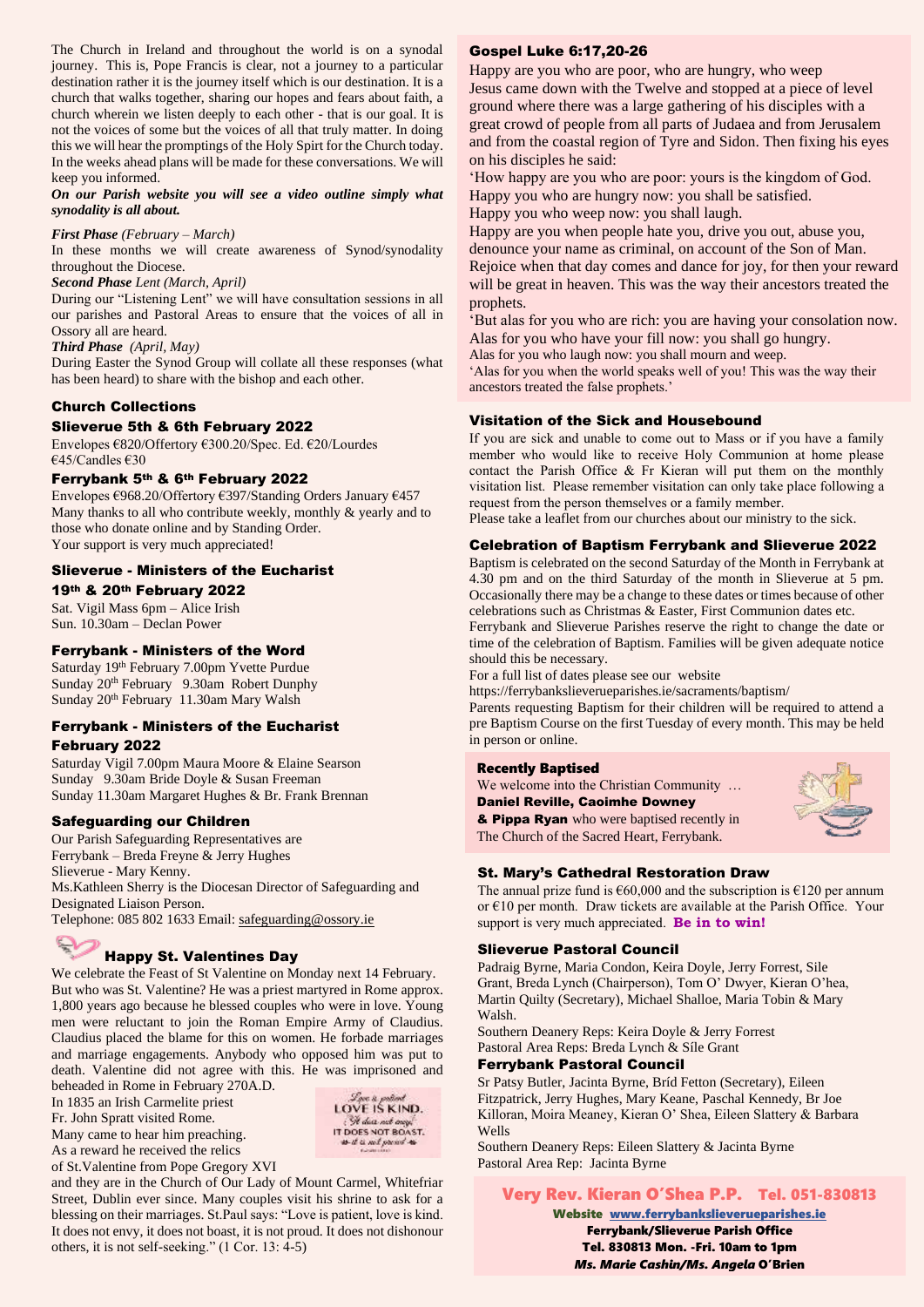The Church in Ireland and throughout the world is on a synodal journey. This is, Pope Francis is clear, not a journey to a particular destination rather it is the journey itself which is our destination. It is a church that walks together, sharing our hopes and fears about faith, a church wherein we listen deeply to each other - that is our goal. It is not the voices of some but the voices of all that truly matter. In doing this we will hear the promptings of the Holy Spirt for the Church today. In the weeks ahead plans will be made for these conversations. We will keep you informed.

***On our Parish website you will see a video outline simply what synodality is all about.***

***First Phase*** *(February – March)*
In these months we will create awareness of Synod/synodality throughout the Diocese.

***Second Phase*** *Lent (March, April)*
During our "Listening Lent" we will have consultation sessions in all our parishes and Pastoral Areas to ensure that the voices of all in Ossory all are heard.

***Third Phase*** *(April, May)*
During Easter the Synod Group will collate all these responses (what has been heard) to share with the bishop and each other.

## Church Collections

### Slieverue 5th & 6th February 2022

Envelopes €820/Offertory €300.20/Spec. Ed. €20/Lourdes €45/Candles €30

### Ferrybank 5th & 6th February 2022

Envelopes €968.20/Offertory €397/Standing Orders January €457
Many thanks to all who contribute weekly, monthly & yearly and to those who donate online and by Standing Order.
Your support is very much appreciated!

### Slieverue - Ministers of the Eucharist 19th & 20th February 2022

Sat. Vigil Mass 6pm – Alice Irish
Sun. 10.30am – Declan Power

### Ferrybank - Ministers of the Word

Saturday 19th February 7.00pm Yvette Purdue
Sunday 20th February 9.30am Robert Dunphy
Sunday 20th February 11.30am Mary Walsh

### Ferrybank - Ministers of the Eucharist February 2022

Saturday Vigil 7.00pm Maura Moore & Elaine Searson
Sunday 9.30am Bride Doyle & Susan Freeman
Sunday 11.30am Margaret Hughes & Br. Frank Brennan

### Safeguarding our Children

Our Parish Safeguarding Representatives are
Ferrybank – Breda Freyne & Jerry Hughes
Slieverue - Mary Kenny.
Ms.Kathleen Sherry is the Diocesan Director of Safeguarding and Designated Liaison Person.
Telephone: 085 802 1633 Email: safeguarding@ossory.ie

### Happy St. Valentines Day

We celebrate the Feast of St Valentine on Monday next 14 February. But who was St. Valentine? He was a priest martyred in Rome approx. 1,800 years ago because he blessed couples who were in love. Young men were reluctant to join the Roman Empire Army of Claudius. Claudius placed the blame for this on women. He forbade marriages and marriage engagements. Anybody who opposed him was put to death. Valentine did not agree with this. He was imprisoned and beheaded in Rome in February 270A.D.
In 1835 an Irish Carmelite priest Fr. John Spratt visited Rome. Many came to hear him preaching. As a reward he received the relics of St.Valentine from Pope Gregory XVI and they are in the Church of Our Lady of Mount Carmel, Whitefriar Street, Dublin ever since. Many couples visit his shrine to ask for a blessing on their marriages. St.Paul says: "Love is patient, love is kind. It does not envy, it does not boast, it is not proud. It does not dishonour others, it is not self-seeking." (1 Cor. 13: 4-5)

Love is patient
LOVE IS KIND.
It does not envy.
IT DOES NOT BOAST.
It is not proud

### Gospel Luke 6:17,20-26

Happy are you who are poor, who are hungry, who weep
Jesus came down with the Twelve and stopped at a piece of level ground where there was a large gathering of his disciples with a great crowd of people from all parts of Judaea and from Jerusalem and from the coastal region of Tyre and Sidon. Then fixing his eyes on his disciples he said:
'How happy are you who are poor: yours is the kingdom of God.
Happy you who are hungry now: you shall be satisfied.
Happy you who weep now: you shall laugh.
Happy are you when people hate you, drive you out, abuse you, denounce your name as criminal, on account of the Son of Man. Rejoice when that day comes and dance for joy, for then your reward will be great in heaven. This was the way their ancestors treated the prophets.
'But alas for you who are rich: you are having your consolation now.
Alas for you who have your fill now: you shall go hungry.
Alas for you who laugh now: you shall mourn and weep.
'Alas for you when the world speaks well of you! This was the way their ancestors treated the false prophets.'

### Visitation of the Sick and Housebound

If you are sick and unable to come out to Mass or if you have a family member who would like to receive Holy Communion at home please contact the Parish Office & Fr Kieran will put them on the monthly visitation list. Please remember visitation can only take place following a request from the person themselves or a family member.
Please take a leaflet from our churches about our ministry to the sick.

### Celebration of Baptism Ferrybank and Slieverue 2022

Baptism is celebrated on the second Saturday of the Month in Ferrybank at 4.30 pm and on the third Saturday of the month in Slieverue at 5 pm. Occasionally there may be a change to these dates or times because of other celebrations such as Christmas & Easter, First Communion dates etc.
Ferrybank and Slieverue Parishes reserve the right to change the date or time of the celebration of Baptism. Families will be given adequate notice should this be necessary.
For a full list of dates please see our website
https://ferrybankslieverueparishes.ie/sacraments/baptism/
Parents requesting Baptism for their children will be required to attend a pre Baptism Course on the first Tuesday of every month. This may be held in person or online.

### Recently Baptised

We welcome into the Christian Community …
**Daniel Reville, Caoimhe Downey & Pippa Ryan** who were baptised recently in The Church of the Sacred Heart, Ferrybank.

### St. Mary's Cathedral Restoration Draw

The annual prize fund is €60,000 and the subscription is €120 per annum or €10 per month. Draw tickets are available at the Parish Office. Your support is very much appreciated. **Be in to win!**

### Slieverue Pastoral Council

Padraig Byrne, Maria Condon, Keira Doyle, Jerry Forrest, Sile Grant, Breda Lynch (Chairperson), Tom O' Dwyer, Kieran O'hea, Martin Quilty (Secretary), Michael Shalloe, Maria Tobin & Mary Walsh.
Southern Deanery Reps: Keira Doyle & Jerry Forrest
Pastoral Area Reps: Breda Lynch & Síle Grant

### Ferrybank Pastoral Council

Sr Patsy Butler, Jacinta Byrne, Bríd Fetton (Secretary), Eileen Fitzpatrick, Jerry Hughes, Mary Keane, Paschal Kennedy, Br Joe Killoran, Moira Meaney, Kieran O' Shea, Eileen Slattery & Barbara Wells
Southern Deanery Reps: Eileen Slattery & Jacinta Byrne
Pastoral Area Rep: Jacinta Byrne

**Very Rev. Kieran O'Shea P.P. Tel. 051-830813**
**Website www.ferrybankslieverueparishes.ie**
**Ferrybank/Slieverue Parish Office**
**Tel. 830813 Mon. -Fri. 10am to 1pm**
***Ms. Marie Cashin/Ms. Angela* O'Brien**